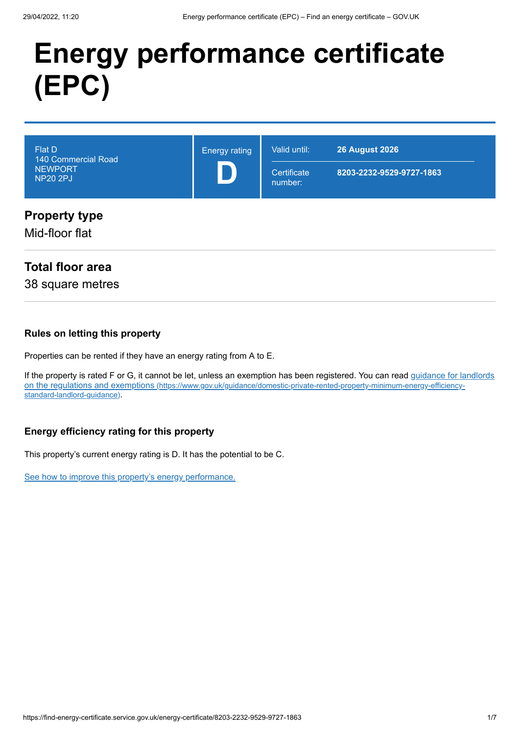# Energy performance certificate (EPC)

| Flat D<br>140 Commercial Road<br>NEWPORT<br>NP20 2PJ | Energy rating<br>**D** | Valid until: **26 August 2026**<br>Certificate number: **8203-2232-9529-9727-1863** |
|---|---|---|

## Property type

Mid-floor flat

## Total floor area

38 square metres

### Rules on letting this property

Properties can be rented if they have an energy rating from A to E.

If the property is rated F or G, it cannot be let, unless an exemption has been registered. You can read [guidance for landlords on the regulations and exemptions](https://www.gov.uk/guidance/domestic-private-rented-property-minimum-energy-efficiency-standard-landlord-guidance) (https://www.gov.uk/guidance/domestic-private-rented-property-minimum-energy-efficiency-standard-landlord-guidance).

### Energy efficiency rating for this property

This property's current energy rating is D. It has the potential to be C.

See how to improve this property's energy performance.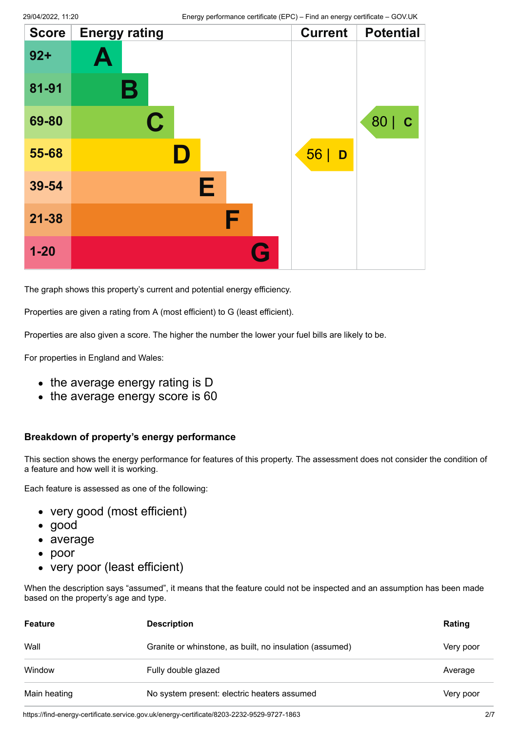| Score | Energy rating | Current | Potential |
| --- | --- | --- | --- |
| 92+ | A | | |
| 81-91 | B | | |
| 69-80 | C | | 80 \| C |
| 55-68 | D | 56 \| D | |
| 39-54 | E | | |
| 21-38 | F | | |
| 1-20 | G | | |

The graph shows this property's current and potential energy efficiency.

Properties are given a rating from A (most efficient) to G (least efficient).

Properties are also given a score. The higher the number the lower your fuel bills are likely to be.

For properties in England and Wales:

- the average energy rating is D
- the average energy score is 60

### Breakdown of property's energy performance

This section shows the energy performance for features of this property. The assessment does not consider the condition of a feature and how well it is working.

Each feature is assessed as one of the following:

- very good (most efficient)
- good
- average
- poor
- very poor (least efficient)

When the description says "assumed", it means that the feature could not be inspected and an assumption has been made based on the property's age and type.

| Feature | Description | Rating |
| --- | --- | --- |
| Wall | Granite or whinstone, as built, no insulation (assumed) | Very poor |
| Window | Fully double glazed | Average |
| Main heating | No system present: electric heaters assumed | Very poor |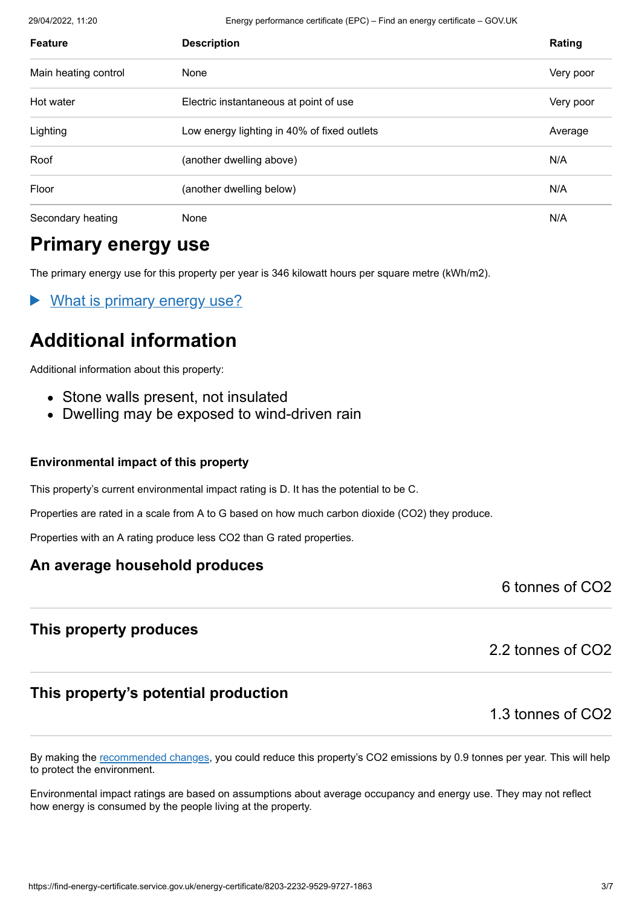| Feature | Description | Rating |
| --- | --- | --- |
| Main heating control | None | Very poor |
| Hot water | Electric instantaneous at point of use | Very poor |
| Lighting | Low energy lighting in 40% of fixed outlets | Average |
| Roof | (another dwelling above) | N/A |
| Floor | (another dwelling below) | N/A |
| Secondary heating | None | N/A |

## Primary energy use

The primary energy use for this property per year is 346 kilowatt hours per square metre (kWh/m2).

▶ What is primary energy use?

## Additional information

Additional information about this property:

- Stone walls present, not insulated
- Dwelling may be exposed to wind-driven rain

### Environmental impact of this property

This property's current environmental impact rating is D. It has the potential to be C.

Properties are rated in a scale from A to G based on how much carbon dioxide ($CO_2$) they produce.

Properties with an A rating produce less $CO_2$ than G rated properties.

### An average household produces

6 tonnes of $CO_2$

### This property produces

2.2 tonnes of $CO_2$

### This property's potential production

1.3 tonnes of $CO_2$

By making the recommended changes, you could reduce this property's $CO_2$ emissions by 0.9 tonnes per year. This will help to protect the environment.

Environmental impact ratings are based on assumptions about average occupancy and energy use. They may not reflect how energy is consumed by the people living at the property.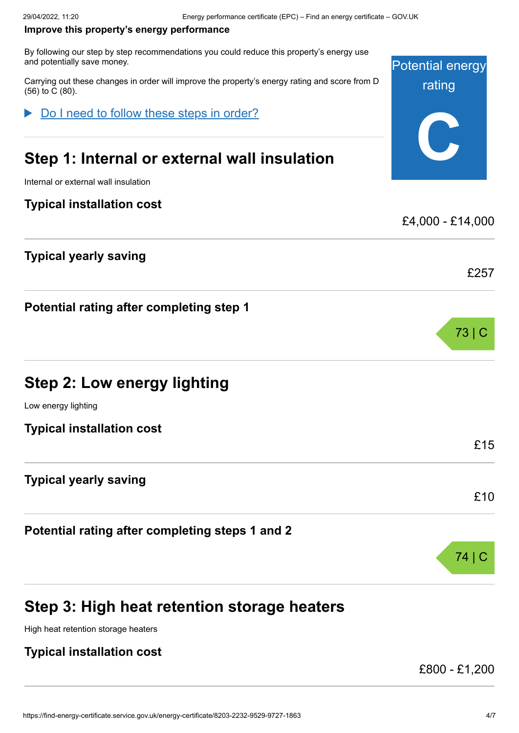**Improve this property's energy performance**

By following our step by step recommendations you could reduce this property's energy use and potentially save money.

Carrying out these changes in order will improve the property's energy rating and score from D (56) to C (80).

Potential energy rating

**C**

▶ Do I need to follow these steps in order?

## Step 1: Internal or external wall insulation

Internal or external wall insulation

| | |
|---|---|
| **Typical installation cost** | £4,000 - £14,000 |
| **Typical yearly saving** | £257 |
| **Potential rating after completing step 1** | 73 \| C |

## Step 2: Low energy lighting

Low energy lighting

| | |
|---|---|
| **Typical installation cost** | £15 |
| **Typical yearly saving** | £10 |
| **Potential rating after completing steps 1 and 2** | 74 \| C |

## Step 3: High heat retention storage heaters

High heat retention storage heaters

| | |
|---|---|
| **Typical installation cost** | £800 - £1,200 |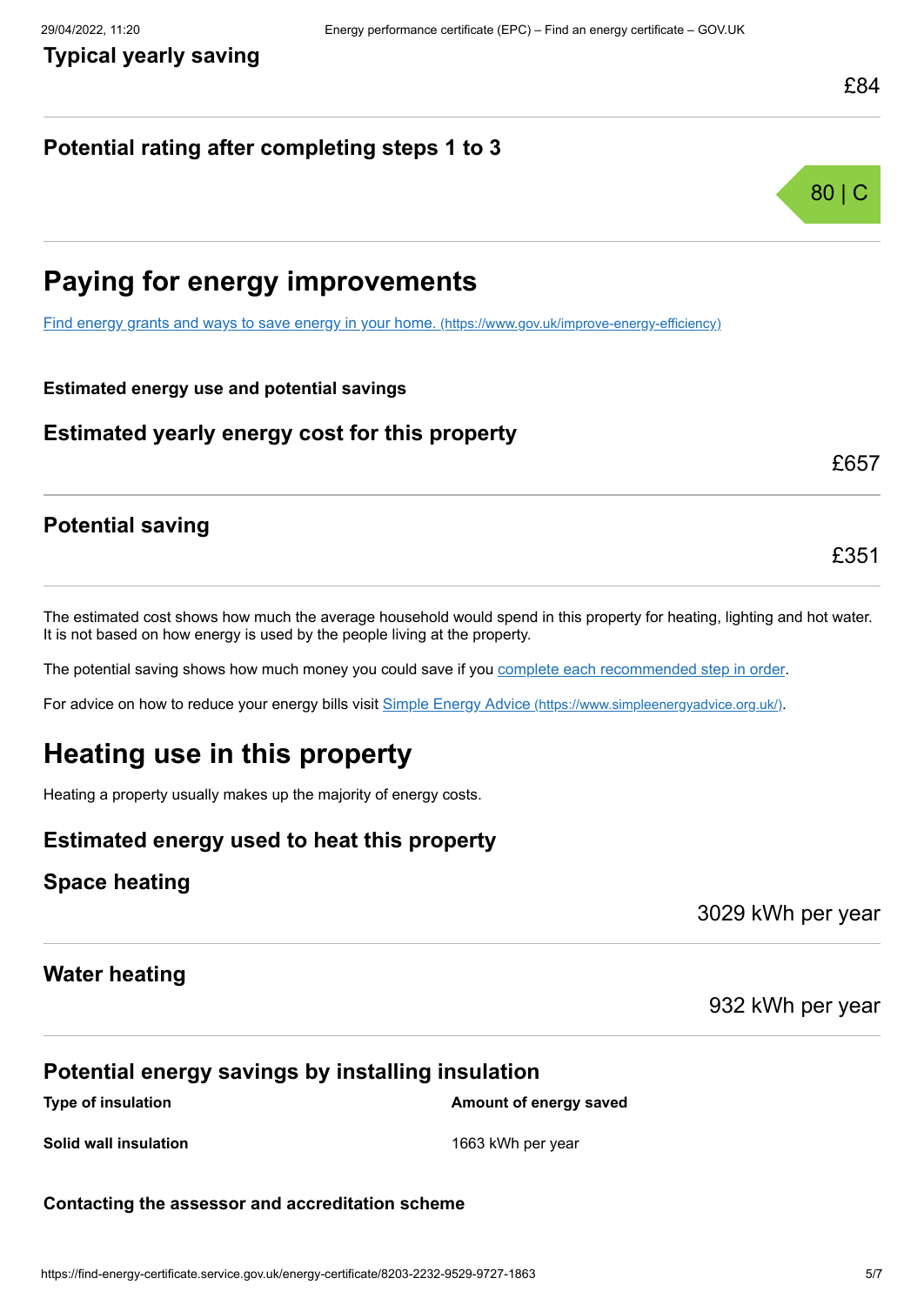### Typical yearly saving

£84

### Potential rating after completing steps 1 to 3

80 | C

## Paying for energy improvements

[Find energy grants and ways to save energy in your home. (https://www.gov.uk/improve-energy-efficiency)](https://www.gov.uk/improve-energy-efficiency)

**Estimated energy use and potential savings**

### Estimated yearly energy cost for this property

£657

### Potential saving

£351

The estimated cost shows how much the average household would spend in this property for heating, lighting and hot water. It is not based on how energy is used by the people living at the property.

The potential saving shows how much money you could save if you complete each recommended step in order.

For advice on how to reduce your energy bills visit [Simple Energy Advice (https://www.simpleenergyadvice.org.uk/)](https://www.simpleenergyadvice.org.uk/).

## Heating use in this property

Heating a property usually makes up the majority of energy costs.

### Estimated energy used to heat this property

### Space heating

3029 kWh per year

### Water heating

932 kWh per year

### Potential energy savings by installing insulation

| Type of insulation | Amount of energy saved |
| --- | --- |
| **Solid wall insulation** | 1663 kWh per year |

**Contacting the assessor and accreditation scheme**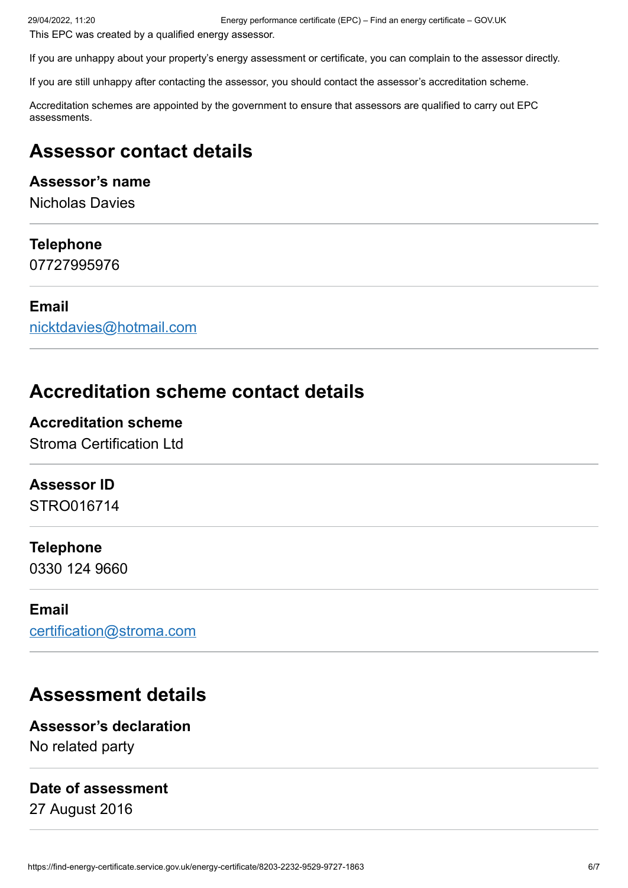This EPC was created by a qualified energy assessor.

If you are unhappy about your property's energy assessment or certificate, you can complain to the assessor directly.

If you are still unhappy after contacting the assessor, you should contact the assessor's accreditation scheme.

Accreditation schemes are appointed by the government to ensure that assessors are qualified to carry out EPC assessments.

## Assessor contact details

**Assessor's name**
Nicholas Davies

**Telephone**
07727995976

**Email**
nicktdavies@hotmail.com

## Accreditation scheme contact details

**Accreditation scheme**
Stroma Certification Ltd

**Assessor ID**
STRO016714

**Telephone**
0330 124 9660

**Email**
certification@stroma.com

## Assessment details

**Assessor's declaration**
No related party

**Date of assessment**
27 August 2016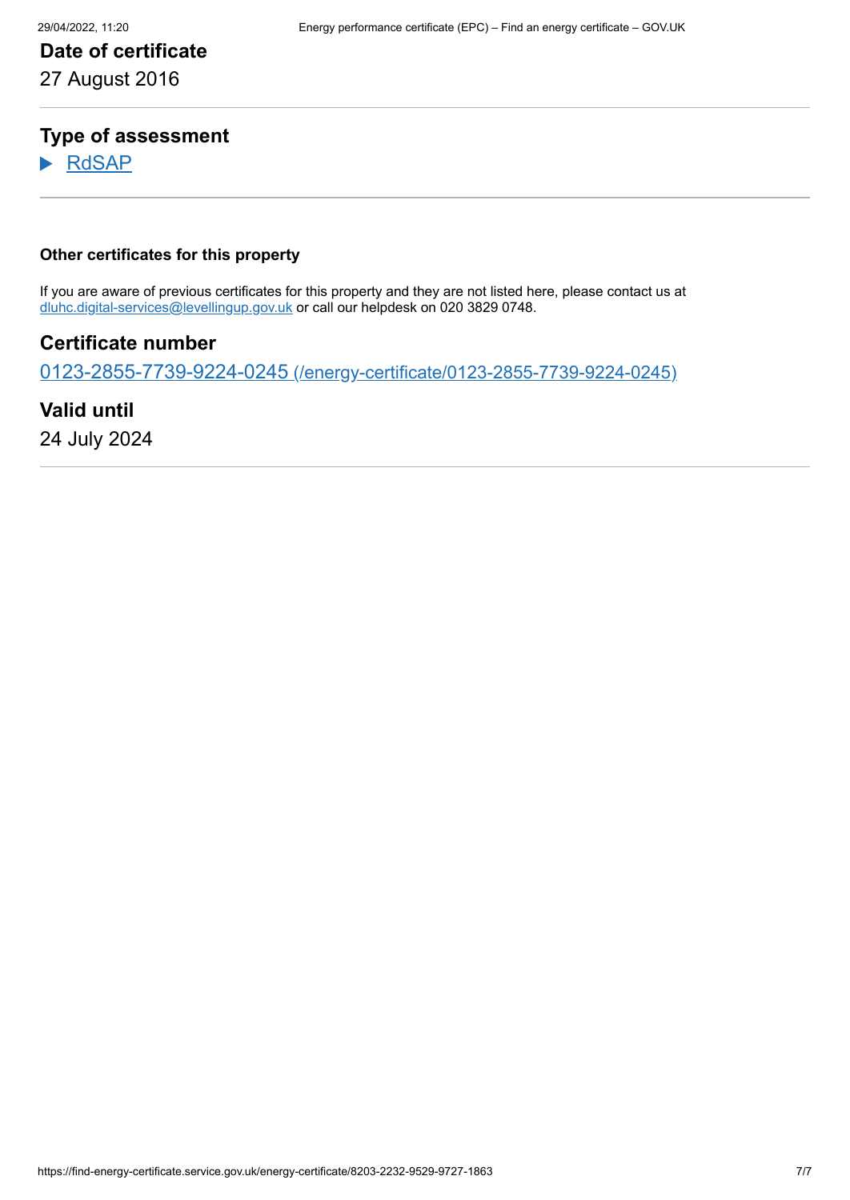## Date of certificate

27 August 2016

## Type of assessment

▶ RdSAP

### Other certificates for this property

If you are aware of previous certificates for this property and they are not listed here, please contact us at dluhc.digital-services@levellingup.gov.uk or call our helpdesk on 020 3829 0748.

## Certificate number

0123-2855-7739-9224-0245 (/energy-certificate/0123-2855-7739-9224-0245)

## Valid until

24 July 2024